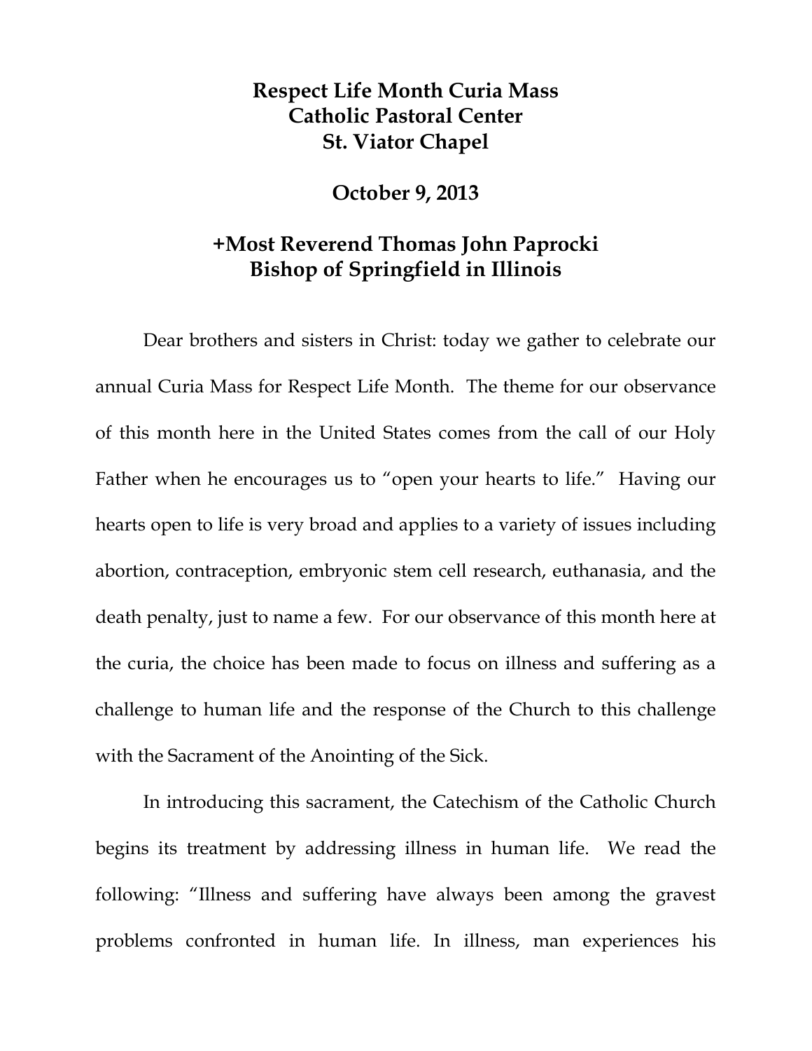**Respect Life Month Curia Mass**
**Catholic Pastoral Center**
**St. Viator Chapel**

**October 9, 2013**

**+Most Reverend Thomas John Paprocki**
**Bishop of Springfield in Illinois**

Dear brothers and sisters in Christ: today we gather to celebrate our annual Curia Mass for Respect Life Month. The theme for our observance of this month here in the United States comes from the call of our Holy Father when he encourages us to "open your hearts to life." Having our hearts open to life is very broad and applies to a variety of issues including abortion, contraception, embryonic stem cell research, euthanasia, and the death penalty, just to name a few. For our observance of this month here at the curia, the choice has been made to focus on illness and suffering as a challenge to human life and the response of the Church to this challenge with the Sacrament of the Anointing of the Sick.

In introducing this sacrament, the Catechism of the Catholic Church begins its treatment by addressing illness in human life. We read the following: "Illness and suffering have always been among the gravest problems confronted in human life. In illness, man experiences his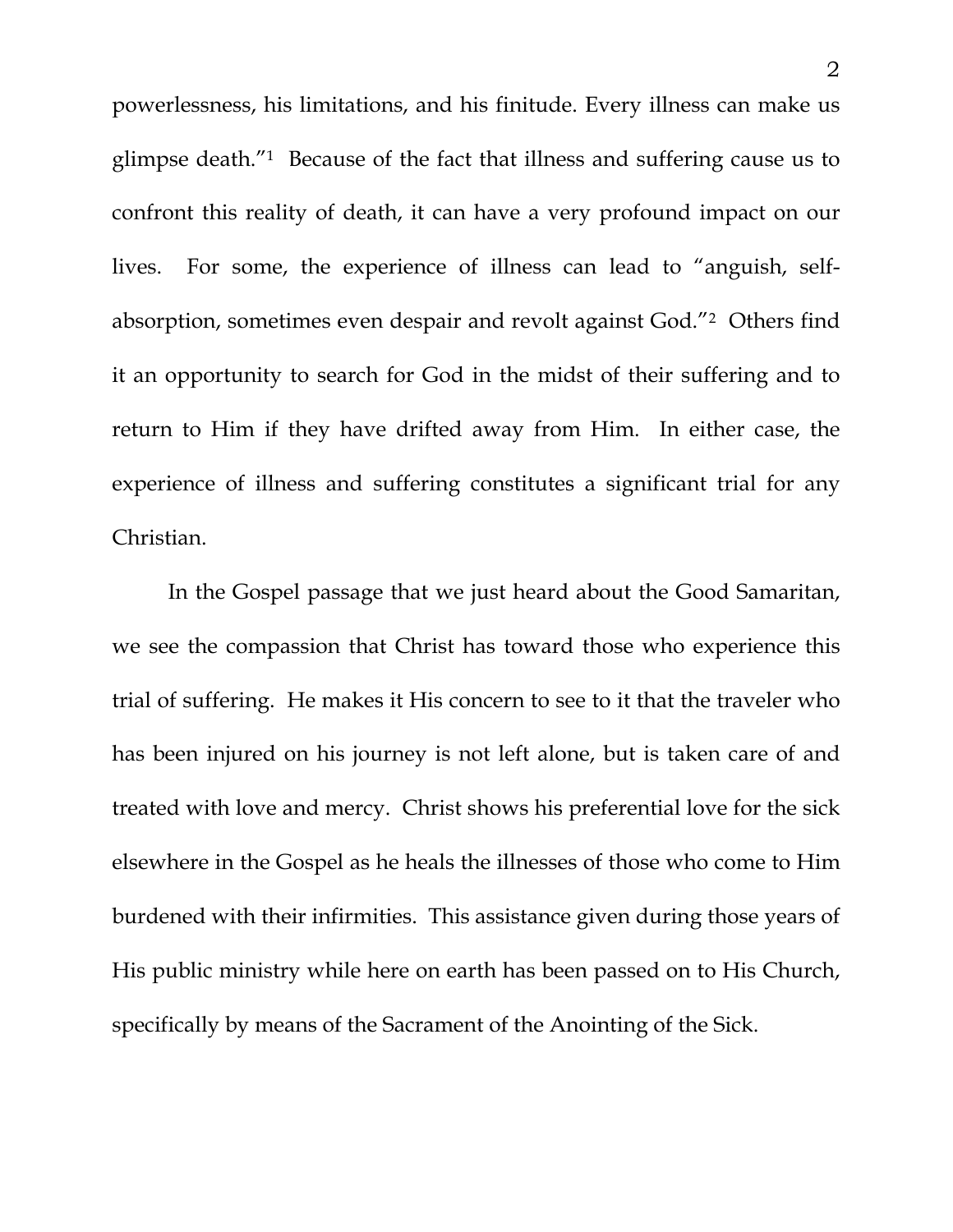powerlessness, his limitations, and his finitude. Every illness can make us glimpse death."[1] Because of the fact that illness and suffering cause us to confront this reality of death, it can have a very profound impact on our lives. For some, the experience of illness can lead to "anguish, self-absorption, sometimes even despair and revolt against God."[2] Others find it an opportunity to search for God in the midst of their suffering and to return to Him if they have drifted away from Him. In either case, the experience of illness and suffering constitutes a significant trial for any Christian.

In the Gospel passage that we just heard about the Good Samaritan, we see the compassion that Christ has toward those who experience this trial of suffering. He makes it His concern to see to it that the traveler who has been injured on his journey is not left alone, but is taken care of and treated with love and mercy. Christ shows his preferential love for the sick elsewhere in the Gospel as he heals the illnesses of those who come to Him burdened with their infirmities. This assistance given during those years of His public ministry while here on earth has been passed on to His Church, specifically by means of the Sacrament of the Anointing of the Sick.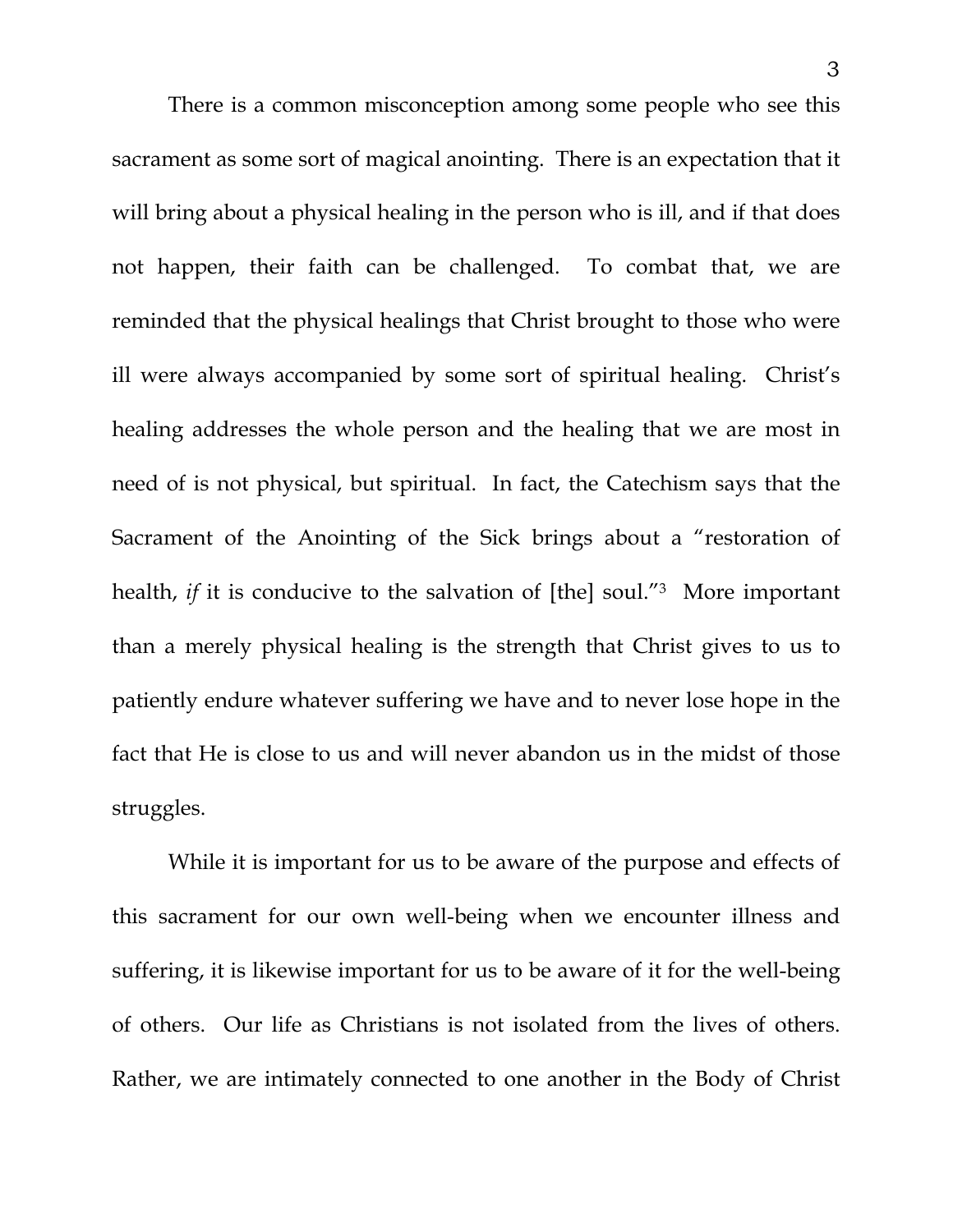There is a common misconception among some people who see this sacrament as some sort of magical anointing. There is an expectation that it will bring about a physical healing in the person who is ill, and if that does not happen, their faith can be challenged. To combat that, we are reminded that the physical healings that Christ brought to those who were ill were always accompanied by some sort of spiritual healing. Christ's healing addresses the whole person and the healing that we are most in need of is not physical, but spiritual. In fact, the Catechism says that the Sacrament of the Anointing of the Sick brings about a "restoration of health, *if* it is conducive to the salvation of [the] soul."[3] More important than a merely physical healing is the strength that Christ gives to us to patiently endure whatever suffering we have and to never lose hope in the fact that He is close to us and will never abandon us in the midst of those struggles.

While it is important for us to be aware of the purpose and effects of this sacrament for our own well-being when we encounter illness and suffering, it is likewise important for us to be aware of it for the well-being of others. Our life as Christians is not isolated from the lives of others. Rather, we are intimately connected to one another in the Body of Christ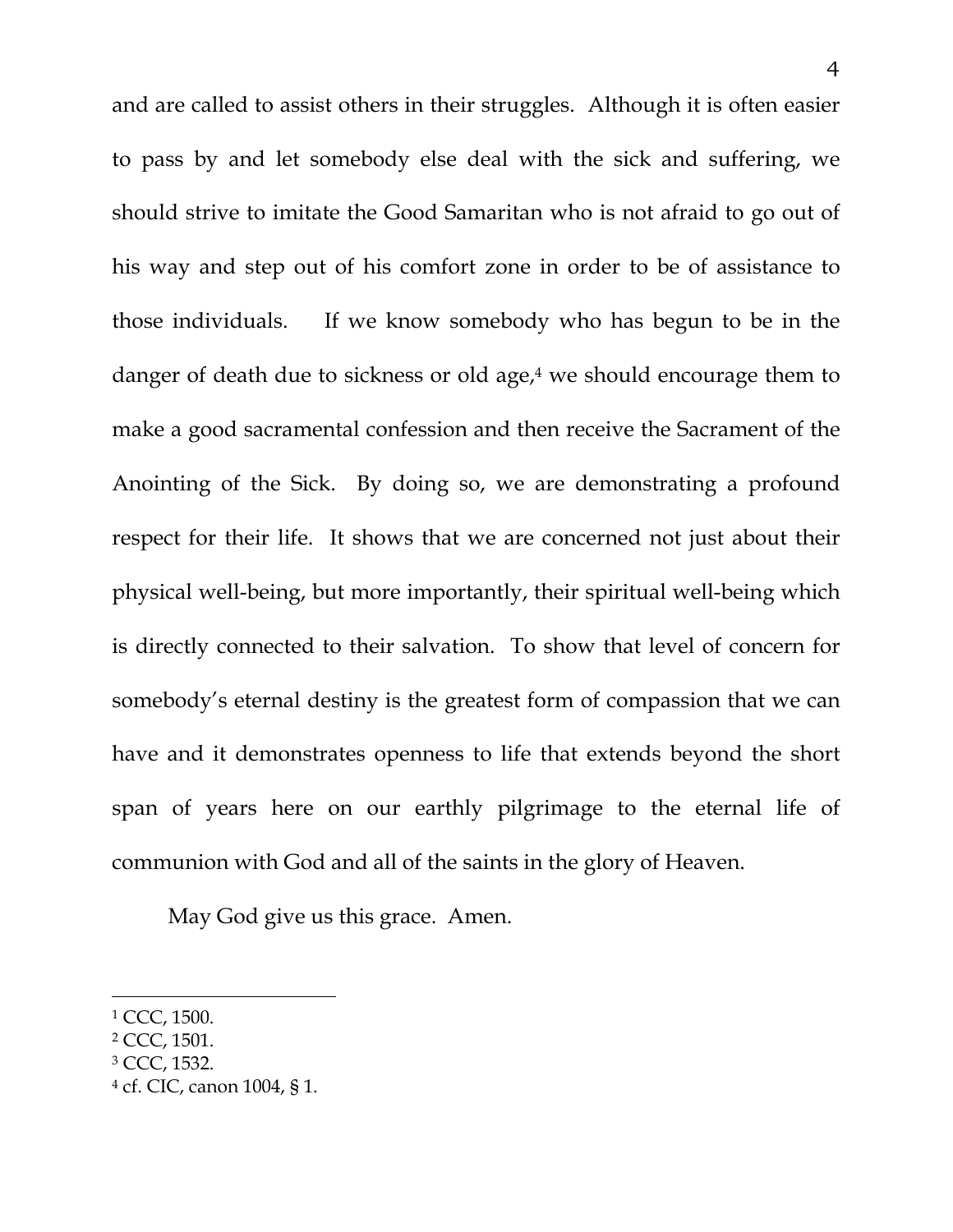and are called to assist others in their struggles. Although it is often easier to pass by and let somebody else deal with the sick and suffering, we should strive to imitate the Good Samaritan who is not afraid to go out of his way and step out of his comfort zone in order to be of assistance to those individuals. If we know somebody who has begun to be in the danger of death due to sickness or old age,[4] we should encourage them to make a good sacramental confession and then receive the Sacrament of the Anointing of the Sick. By doing so, we are demonstrating a profound respect for their life. It shows that we are concerned not just about their physical well-being, but more importantly, their spiritual well-being which is directly connected to their salvation. To show that level of concern for somebody's eternal destiny is the greatest form of compassion that we can have and it demonstrates openness to life that extends beyond the short span of years here on our earthly pilgrimage to the eternal life of communion with God and all of the saints in the glory of Heaven.

May God give us this grace. Amen.

---

[1] CCC, 1500.

[2] CCC, 1501.

[3] CCC, 1532.

[4] cf. CIC, canon 1004, § 1.